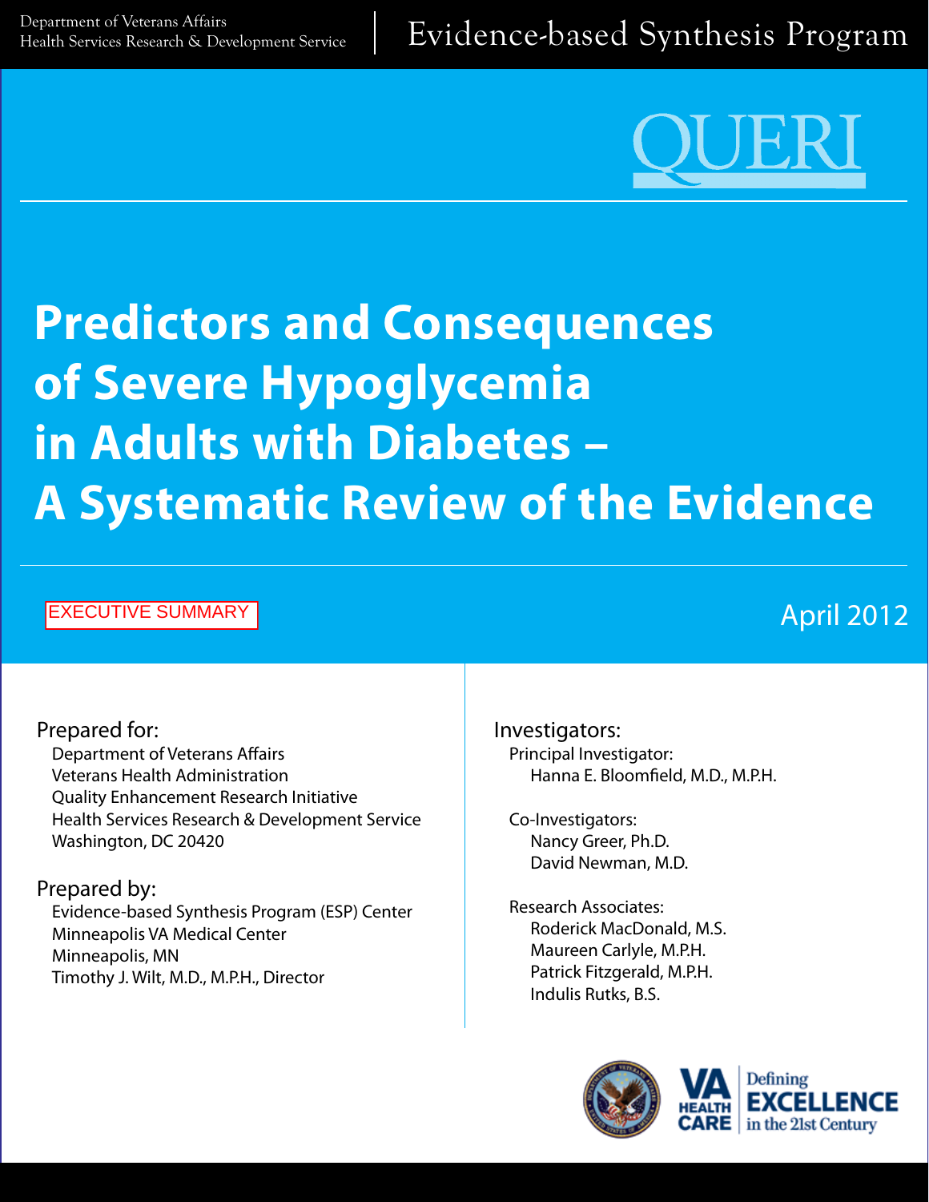Department of Veterans Affairs
Health Services Research & Development Service

Evidence-based Synthesis Program

QUERI

# Predictors and Consequences of Severe Hypoglycemia in Adults with Diabetes – A Systematic Review of the Evidence

EXECUTIVE SUMMARY

April 2012

**Prepared for:**

Department of Veterans Affairs
Veterans Health Administration
Quality Enhancement Research Initiative
Health Services Research & Development Service
Washington, DC 20420

**Prepared by:**

Evidence-based Synthesis Program (ESP) Center
Minneapolis VA Medical Center
Minneapolis, MN
Timothy J. Wilt, M.D., M.P.H., Director

**Investigators:**

Principal Investigator:
Hanna E. Bloomfield, M.D., M.P.H.

Co-Investigators:
Nancy Greer, Ph.D.
David Newman, M.D.

Research Associates:
Roderick MacDonald, M.S.
Maureen Carlyle, M.P.H.
Patrick Fitzgerald, M.P.H.
Indulis Rutks, B.S.

VA HEALTH CARE | Defining EXCELLENCE in the 21st Century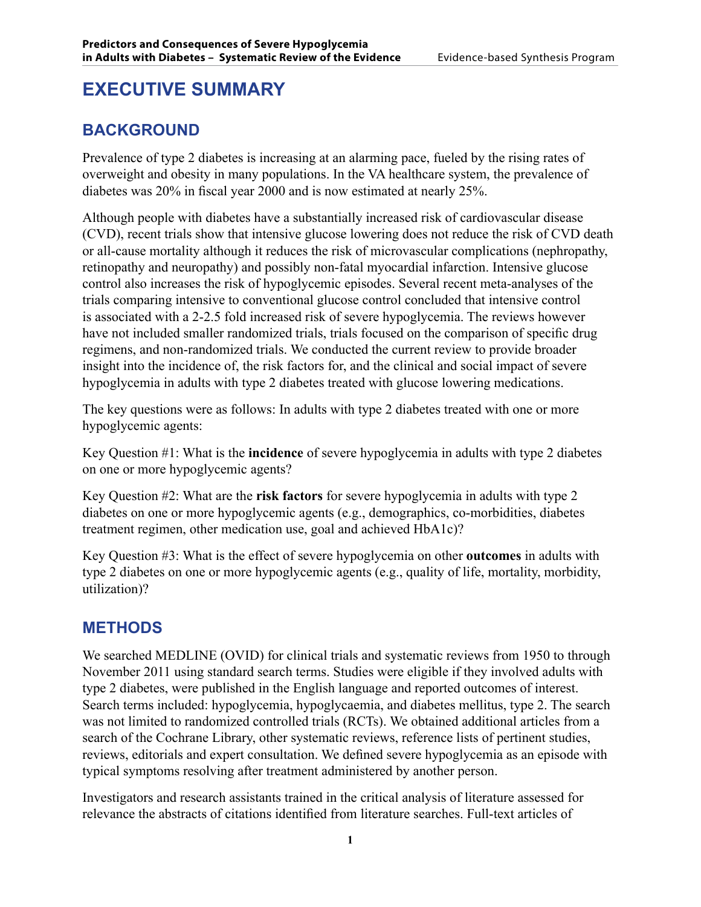# EXECUTIVE SUMMARY

## BACKGROUND

Prevalence of type 2 diabetes is increasing at an alarming pace, fueled by the rising rates of overweight and obesity in many populations. In the VA healthcare system, the prevalence of diabetes was 20% in fiscal year 2000 and is now estimated at nearly 25%.

Although people with diabetes have a substantially increased risk of cardiovascular disease (CVD), recent trials show that intensive glucose lowering does not reduce the risk of CVD death or all-cause mortality although it reduces the risk of microvascular complications (nephropathy, retinopathy and neuropathy) and possibly non-fatal myocardial infarction. Intensive glucose control also increases the risk of hypoglycemic episodes. Several recent meta-analyses of the trials comparing intensive to conventional glucose control concluded that intensive control is associated with a 2-2.5 fold increased risk of severe hypoglycemia. The reviews however have not included smaller randomized trials, trials focused on the comparison of specific drug regimens, and non-randomized trials. We conducted the current review to provide broader insight into the incidence of, the risk factors for, and the clinical and social impact of severe hypoglycemia in adults with type 2 diabetes treated with glucose lowering medications.

The key questions were as follows: In adults with type 2 diabetes treated with one or more hypoglycemic agents:

Key Question #1: What is the **incidence** of severe hypoglycemia in adults with type 2 diabetes on one or more hypoglycemic agents?

Key Question #2: What are the **risk factors** for severe hypoglycemia in adults with type 2 diabetes on one or more hypoglycemic agents (e.g., demographics, co-morbidities, diabetes treatment regimen, other medication use, goal and achieved HbA1c)?

Key Question #3: What is the effect of severe hypoglycemia on other **outcomes** in adults with type 2 diabetes on one or more hypoglycemic agents (e.g., quality of life, mortality, morbidity, utilization)?

## METHODS

We searched MEDLINE (OVID) for clinical trials and systematic reviews from 1950 to through November 2011 using standard search terms. Studies were eligible if they involved adults with type 2 diabetes, were published in the English language and reported outcomes of interest. Search terms included: hypoglycemia, hypoglycaemia, and diabetes mellitus, type 2. The search was not limited to randomized controlled trials (RCTs). We obtained additional articles from a search of the Cochrane Library, other systematic reviews, reference lists of pertinent studies, reviews, editorials and expert consultation. We defined severe hypoglycemia as an episode with typical symptoms resolving after treatment administered by another person.

Investigators and research assistants trained in the critical analysis of literature assessed for relevance the abstracts of citations identified from literature searches. Full-text articles of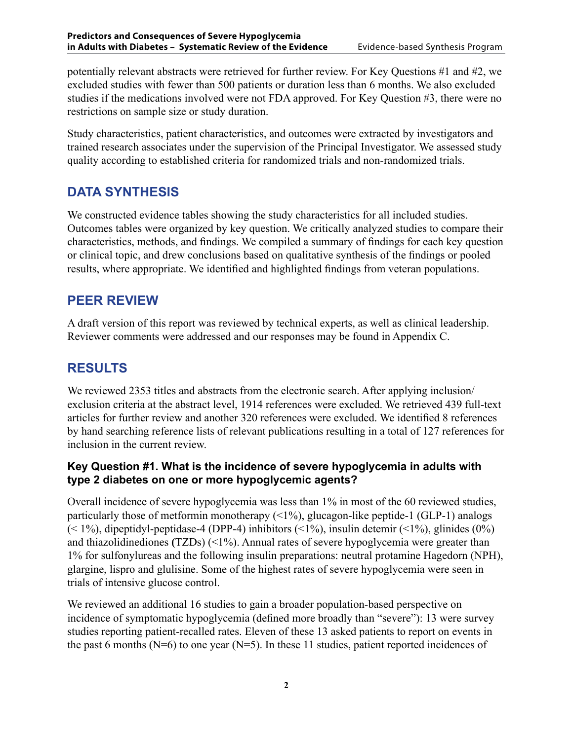potentially relevant abstracts were retrieved for further review. For Key Questions #1 and #2, we excluded studies with fewer than 500 patients or duration less than 6 months. We also excluded studies if the medications involved were not FDA approved. For Key Question #3, there were no restrictions on sample size or study duration.

Study characteristics, patient characteristics, and outcomes were extracted by investigators and trained research associates under the supervision of the Principal Investigator. We assessed study quality according to established criteria for randomized trials and non-randomized trials.

## DATA SYNTHESIS

We constructed evidence tables showing the study characteristics for all included studies. Outcomes tables were organized by key question. We critically analyzed studies to compare their characteristics, methods, and findings. We compiled a summary of findings for each key question or clinical topic, and drew conclusions based on qualitative synthesis of the findings or pooled results, where appropriate. We identified and highlighted findings from veteran populations.

## PEER REVIEW

A draft version of this report was reviewed by technical experts, as well as clinical leadership. Reviewer comments were addressed and our responses may be found in Appendix C.

## RESULTS

We reviewed 2353 titles and abstracts from the electronic search. After applying inclusion/exclusion criteria at the abstract level, 1914 references were excluded. We retrieved 439 full-text articles for further review and another 320 references were excluded. We identified 8 references by hand searching reference lists of relevant publications resulting in a total of 127 references for inclusion in the current review.

### Key Question #1. What is the incidence of severe hypoglycemia in adults with type 2 diabetes on one or more hypoglycemic agents?

Overall incidence of severe hypoglycemia was less than 1% in most of the 60 reviewed studies, particularly those of metformin monotherapy (<1%), glucagon-like peptide-1 (GLP-1) analogs (< 1%), dipeptidyl-peptidase-4 (DPP-4) inhibitors (<1%), insulin detemir (<1%), glinides (0%) and thiazolidinediones (TZDs) (<1%). Annual rates of severe hypoglycemia were greater than 1% for sulfonylureas and the following insulin preparations: neutral protamine Hagedorn (NPH), glargine, lispro and glulisine. Some of the highest rates of severe hypoglycemia were seen in trials of intensive glucose control.

We reviewed an additional 16 studies to gain a broader population-based perspective on incidence of symptomatic hypoglycemia (defined more broadly than "severe"): 13 were survey studies reporting patient-recalled rates. Eleven of these 13 asked patients to report on events in the past 6 months (N=6) to one year (N=5). In these 11 studies, patient reported incidences of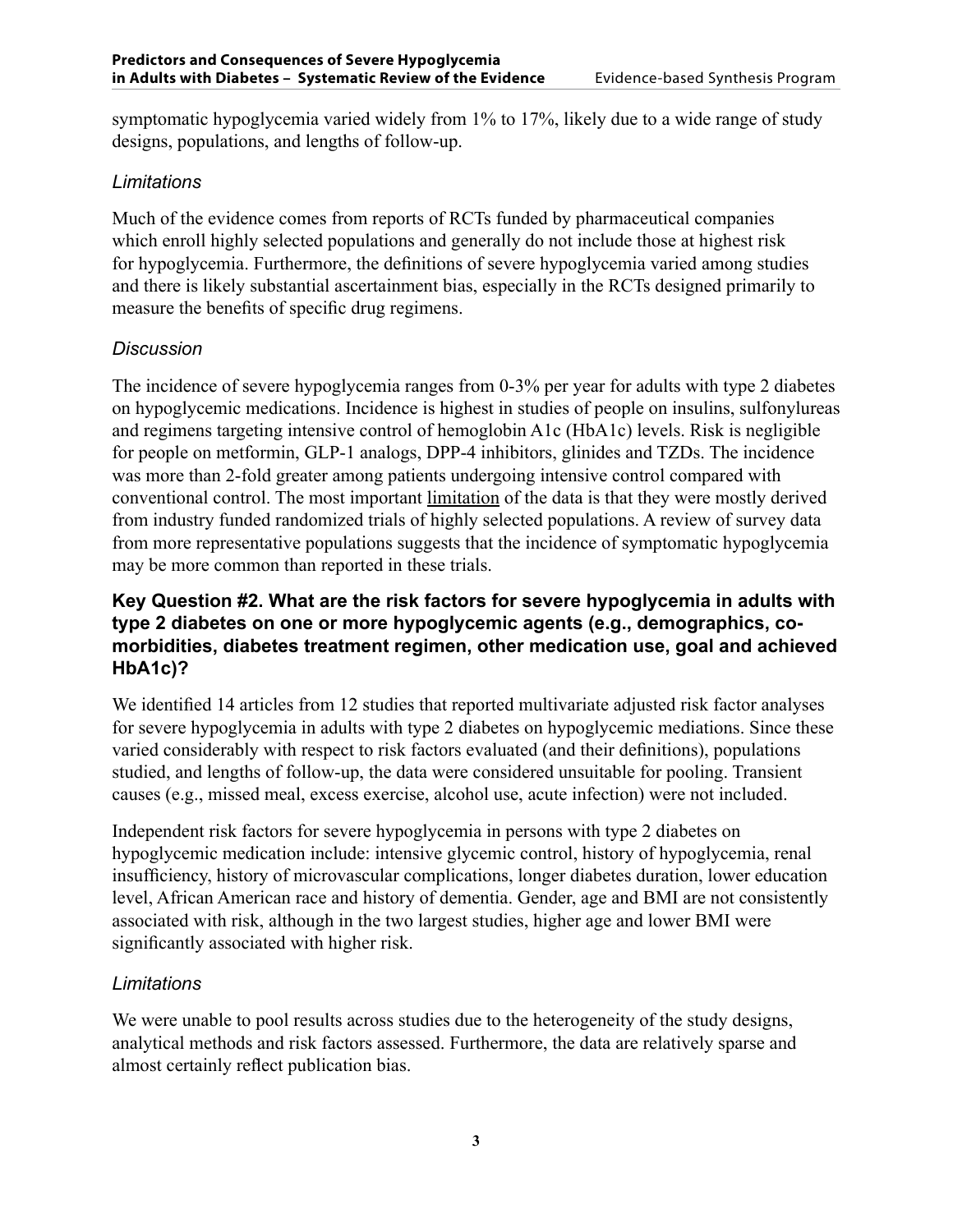symptomatic hypoglycemia varied widely from 1% to 17%, likely due to a wide range of study designs, populations, and lengths of follow-up.

### *Limitations*

Much of the evidence comes from reports of RCTs funded by pharmaceutical companies which enroll highly selected populations and generally do not include those at highest risk for hypoglycemia. Furthermore, the definitions of severe hypoglycemia varied among studies and there is likely substantial ascertainment bias, especially in the RCTs designed primarily to measure the benefits of specific drug regimens.

### *Discussion*

The incidence of severe hypoglycemia ranges from 0-3% per year for adults with type 2 diabetes on hypoglycemic medications. Incidence is highest in studies of people on insulins, sulfonylureas and regimens targeting intensive control of hemoglobin A1c (HbA1c) levels. Risk is negligible for people on metformin, GLP-1 analogs, DPP-4 inhibitors, glinides and TZDs. The incidence was more than 2-fold greater among patients undergoing intensive control compared with conventional control. The most important limitation of the data is that they were mostly derived from industry funded randomized trials of highly selected populations. A review of survey data from more representative populations suggests that the incidence of symptomatic hypoglycemia may be more common than reported in these trials.

### Key Question #2. What are the risk factors for severe hypoglycemia in adults with type 2 diabetes on one or more hypoglycemic agents (e.g., demographics, co-morbidities, diabetes treatment regimen, other medication use, goal and achieved HbA1c)?

We identified 14 articles from 12 studies that reported multivariate adjusted risk factor analyses for severe hypoglycemia in adults with type 2 diabetes on hypoglycemic mediations. Since these varied considerably with respect to risk factors evaluated (and their definitions), populations studied, and lengths of follow-up, the data were considered unsuitable for pooling. Transient causes (e.g., missed meal, excess exercise, alcohol use, acute infection) were not included.

Independent risk factors for severe hypoglycemia in persons with type 2 diabetes on hypoglycemic medication include: intensive glycemic control, history of hypoglycemia, renal insufficiency, history of microvascular complications, longer diabetes duration, lower education level, African American race and history of dementia. Gender, age and BMI are not consistently associated with risk, although in the two largest studies, higher age and lower BMI were significantly associated with higher risk.

### *Limitations*

We were unable to pool results across studies due to the heterogeneity of the study designs, analytical methods and risk factors assessed. Furthermore, the data are relatively sparse and almost certainly reflect publication bias.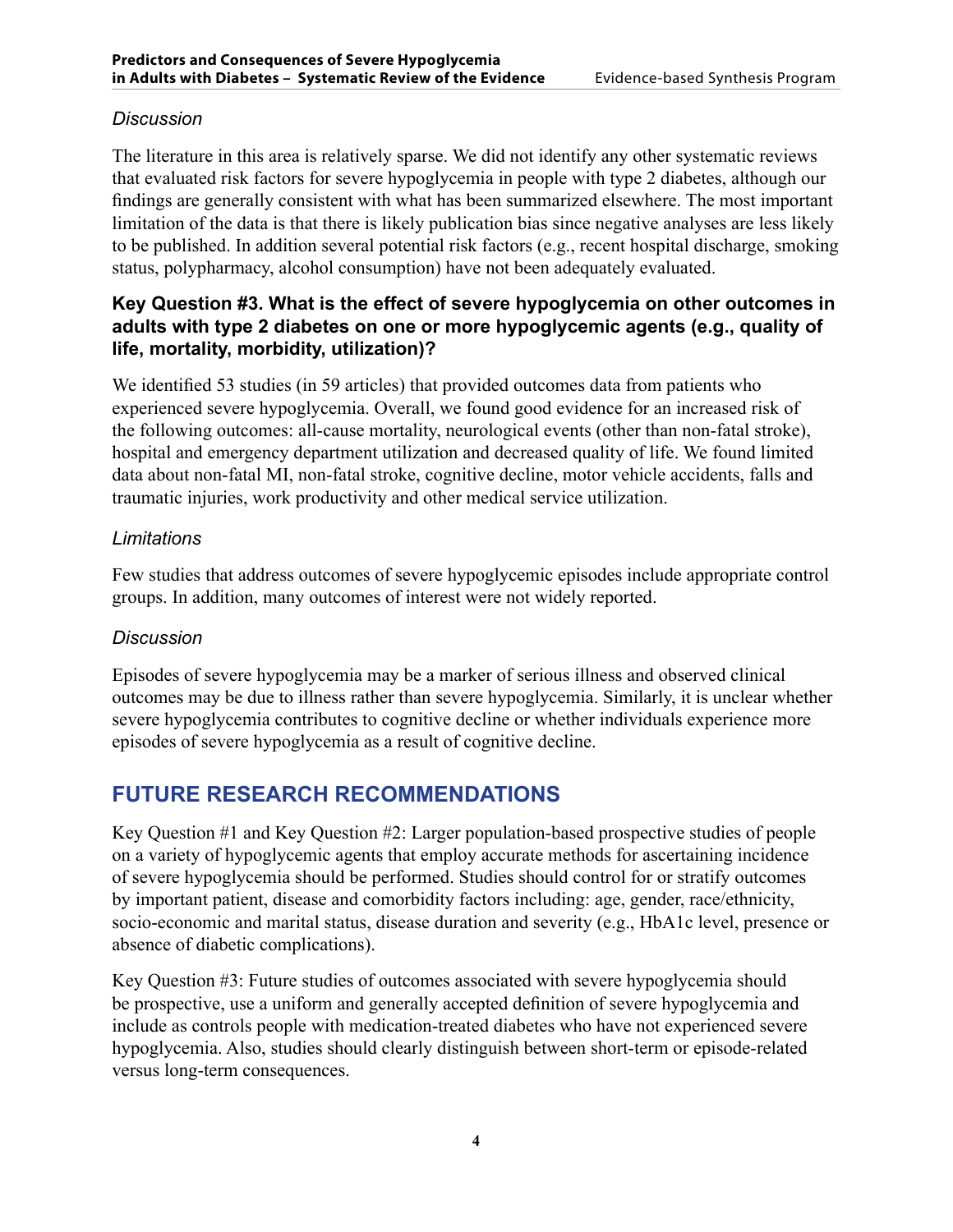*Discussion*

The literature in this area is relatively sparse. We did not identify any other systematic reviews that evaluated risk factors for severe hypoglycemia in people with type 2 diabetes, although our findings are generally consistent with what has been summarized elsewhere. The most important limitation of the data is that there is likely publication bias since negative analyses are less likely to be published. In addition several potential risk factors (e.g., recent hospital discharge, smoking status, polypharmacy, alcohol consumption) have not been adequately evaluated.

### Key Question #3. What is the effect of severe hypoglycemia on other outcomes in adults with type 2 diabetes on one or more hypoglycemic agents (e.g., quality of life, mortality, morbidity, utilization)?

We identified 53 studies (in 59 articles) that provided outcomes data from patients who experienced severe hypoglycemia. Overall, we found good evidence for an increased risk of the following outcomes: all-cause mortality, neurological events (other than non-fatal stroke), hospital and emergency department utilization and decreased quality of life. We found limited data about non-fatal MI, non-fatal stroke, cognitive decline, motor vehicle accidents, falls and traumatic injuries, work productivity and other medical service utilization.

*Limitations*

Few studies that address outcomes of severe hypoglycemic episodes include appropriate control groups. In addition, many outcomes of interest were not widely reported.

*Discussion*

Episodes of severe hypoglycemia may be a marker of serious illness and observed clinical outcomes may be due to illness rather than severe hypoglycemia. Similarly, it is unclear whether severe hypoglycemia contributes to cognitive decline or whether individuals experience more episodes of severe hypoglycemia as a result of cognitive decline.

## FUTURE RESEARCH RECOMMENDATIONS

Key Question #1 and Key Question #2: Larger population-based prospective studies of people on a variety of hypoglycemic agents that employ accurate methods for ascertaining incidence of severe hypoglycemia should be performed. Studies should control for or stratify outcomes by important patient, disease and comorbidity factors including: age, gender, race/ethnicity, socio-economic and marital status, disease duration and severity (e.g., HbA1c level, presence or absence of diabetic complications).

Key Question #3: Future studies of outcomes associated with severe hypoglycemia should be prospective, use a uniform and generally accepted definition of severe hypoglycemia and include as controls people with medication-treated diabetes who have not experienced severe hypoglycemia. Also, studies should clearly distinguish between short-term or episode-related versus long-term consequences.